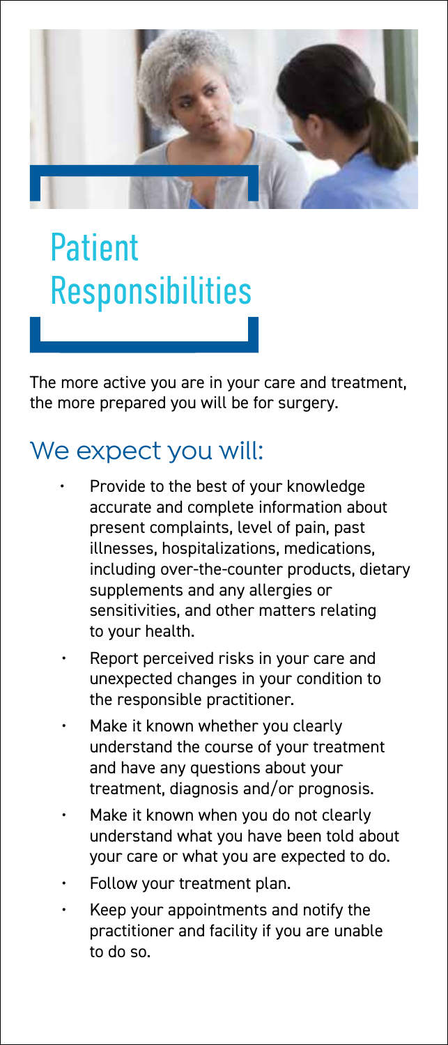# Patient Responsibilities

The more active you are in your care and treatment, the more prepared you will be for surgery.

## We expect you will:

- Provide to the best of your knowledge accurate and complete information about present complaints, level of pain, past illnesses, hospitalizations, medications, including over-the-counter products, dietary supplements and any allergies or sensitivities, and other matters relating to your health.
- Report perceived risks in your care and unexpected changes in your condition to the responsible practitioner.
- Make it known whether you clearly understand the course of your treatment and have any questions about your treatment, diagnosis and/or prognosis.
- Make it known when you do not clearly understand what you have been told about your care or what you are expected to do.
- Follow your treatment plan.
- Keep your appointments and notify the practitioner and facility if you are unable to do so.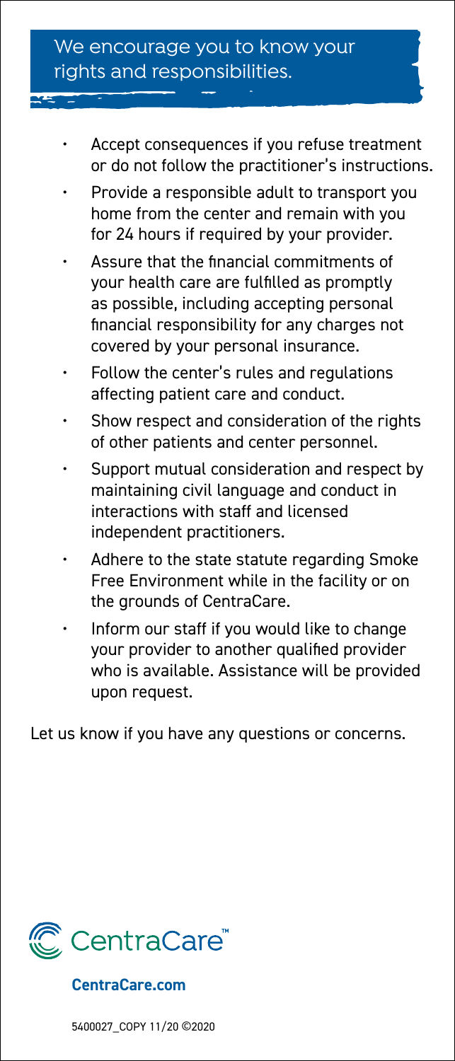## We encourage you to know your rights and responsibilities.

- Accept consequences if you refuse treatment or do not follow the practitioner's instructions.
- Provide a responsible adult to transport you home from the center and remain with you for 24 hours if required by your provider.
- Assure that the financial commitments of your health care are fulfilled as promptly as possible, including accepting personal financial responsibility for any charges not covered by your personal insurance.
- Follow the center's rules and regulations affecting patient care and conduct.
- Show respect and consideration of the rights of other patients and center personnel.
- Support mutual consideration and respect by maintaining civil language and conduct in interactions with staff and licensed independent practitioners.
- Adhere to the state statute regarding Smoke Free Environment while in the facility or on the grounds of CentraCare.
- Inform our staff if you would like to change your provider to another qualified provider who is available. Assistance will be provided upon request.

Let us know if you have any questions or concerns.

CentraCare™

**CentraCare.com**

5400027_COPY 11/20 ©2020